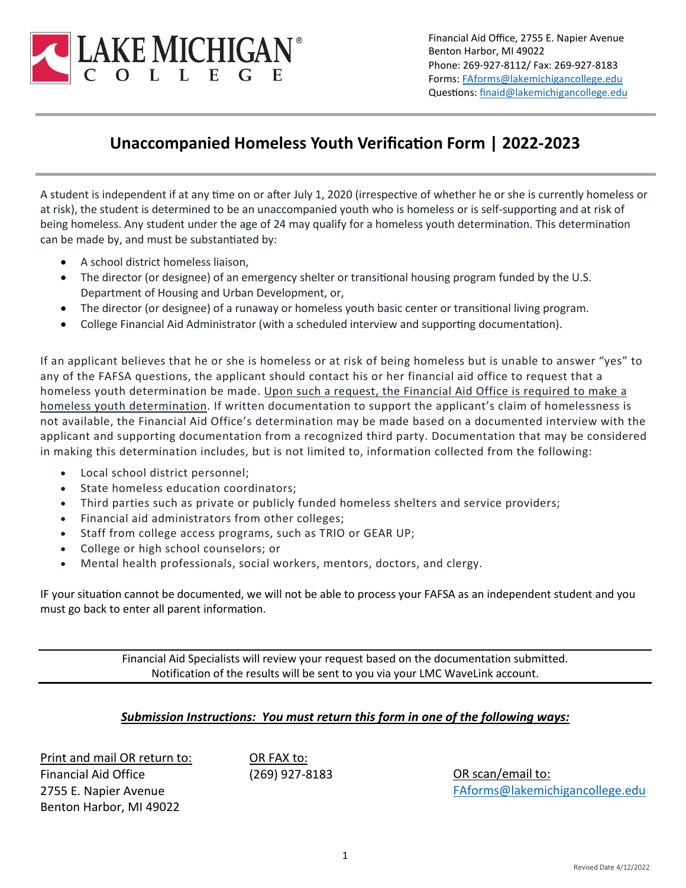LAKE MICHIGAN COLLEGE

Financial Aid Office, 2755 E. Napier Avenue
Benton Harbor, MI 49022
Phone: 269-927-8112/ Fax: 269-927-8183
Forms: FAforms@lakemichigancollege.edu
Questions: finaid@lakemichigancollege.edu

# Unaccompanied Homeless Youth Verification Form | 2022-2023

A student is independent if at any time on or after July 1, 2020 (irrespective of whether he or she is currently homeless or at risk), the student is determined to be an unaccompanied youth who is homeless or is self-supporting and at risk of being homeless. Any student under the age of 24 may qualify for a homeless youth determination. This determination can be made by, and must be substantiated by:

- A school district homeless liaison,
- The director (or designee) of an emergency shelter or transitional housing program funded by the U.S. Department of Housing and Urban Development, or,
- The director (or designee) of a runaway or homeless youth basic center or transitional living program.
- College Financial Aid Administrator (with a scheduled interview and supporting documentation).

If an applicant believes that he or she is homeless or at risk of being homeless but is unable to answer "yes" to any of the FAFSA questions, the applicant should contact his or her financial aid office to request that a homeless youth determination be made. Upon such a request, the Financial Aid Office is required to make a homeless youth determination. If written documentation to support the applicant's claim of homelessness is not available, the Financial Aid Office's determination may be made based on a documented interview with the applicant and supporting documentation from a recognized third party. Documentation that may be considered in making this determination includes, but is not limited to, information collected from the following:

- Local school district personnel;
- State homeless education coordinators;
- Third parties such as private or publicly funded homeless shelters and service providers;
- Financial aid administrators from other colleges;
- Staff from college access programs, such as TRIO or GEAR UP;
- College or high school counselors; or
- Mental health professionals, social workers, mentors, doctors, and clergy.

IF your situation cannot be documented, we will not be able to process your FAFSA as an independent student and you must go back to enter all parent information.

---

Financial Aid Specialists will review your request based on the documentation submitted.
Notification of the results will be sent to you via your LMC WaveLink account.

---

***Submission Instructions: You must return this form in one of the following ways:***

Print and mail OR return to:
Financial Aid Office
2755 E. Napier Avenue
Benton Harbor, MI 49022

OR FAX to:
(269) 927-8183

OR scan/email to:
FAforms@lakemichigancollege.edu

Revised Date 4/12/2022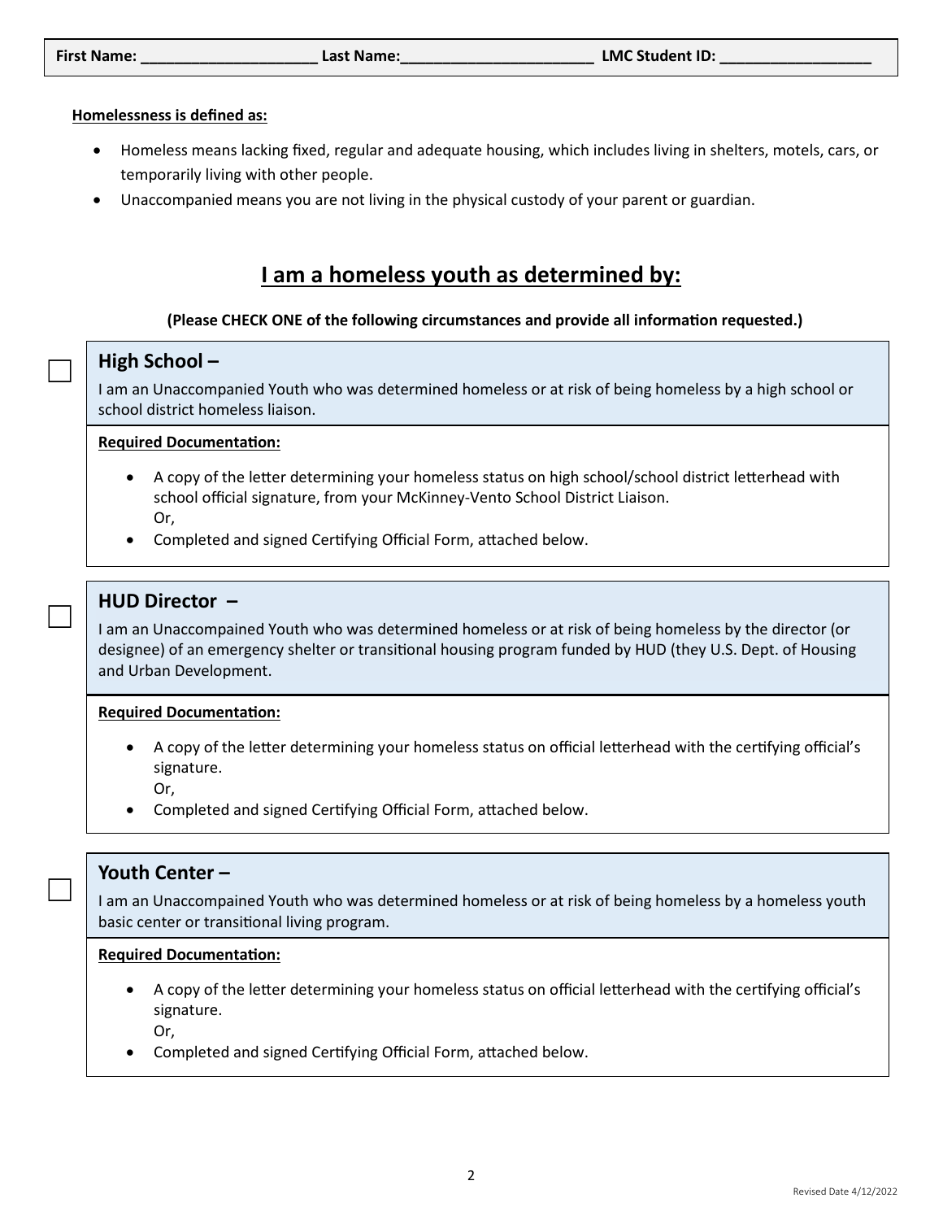**First Name: ____________________ Last Name:______________________ LMC Student ID: _________________**

**Homelessness is defined as:**

- Homeless means lacking fixed, regular and adequate housing, which includes living in shelters, motels, cars, or temporarily living with other people.
- Unaccompanied means you are not living in the physical custody of your parent or guardian.

## I am a homeless youth as determined by:

**(Please CHECK ONE of the following circumstances and provide all information requested.)**

☐ **High School –**

I am an Unaccompanied Youth who was determined homeless or at risk of being homeless by a high school or school district homeless liaison.

**Required Documentation:**

- A copy of the letter determining your homeless status on high school/school district letterhead with school official signature, from your McKinney-Vento School District Liaison.
  Or,
- Completed and signed Certifying Official Form, attached below.

☐ **HUD Director –**

I am an Unaccompained Youth who was determined homeless or at risk of being homeless by the director (or designee) of an emergency shelter or transitional housing program funded by HUD (they U.S. Dept. of Housing and Urban Development.

**Required Documentation:**

- A copy of the letter determining your homeless status on official letterhead with the certifying official's signature.
  Or,
- Completed and signed Certifying Official Form, attached below.

☐ **Youth Center –**

I am an Unaccompained Youth who was determined homeless or at risk of being homeless by a homeless youth basic center or transitional living program.

**Required Documentation:**

- A copy of the letter determining your homeless status on official letterhead with the certifying official's signature.
  Or,
- Completed and signed Certifying Official Form, attached below.

Revised Date 4/12/2022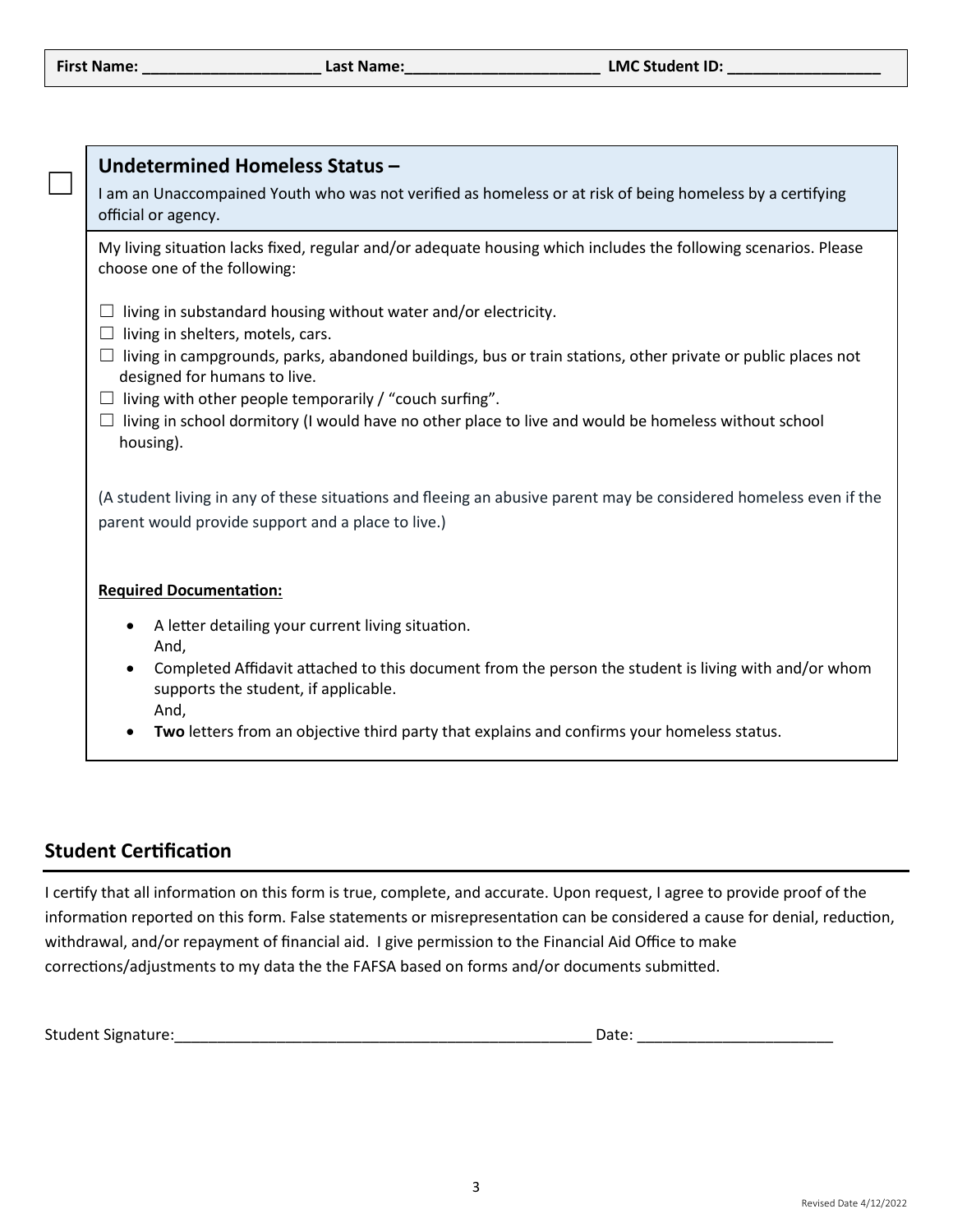**First Name: _____________________ Last Name:_______________________ LMC Student ID: __________________**

☐ **Undetermined Homeless Status –**

I am an Unaccompained Youth who was not verified as homeless or at risk of being homeless by a certifying official or agency.

My living situation lacks fixed, regular and/or adequate housing which includes the following scenarios. Please choose one of the following:

☐ living in substandard housing without water and/or electricity.
☐ living in shelters, motels, cars.
☐ living in campgrounds, parks, abandoned buildings, bus or train stations, other private or public places not designed for humans to live.
☐ living with other people temporarily / "couch surfing".
☐ living in school dormitory (I would have no other place to live and would be homeless without school housing).

(A student living in any of these situations and fleeing an abusive parent may be considered homeless even if the parent would provide support and a place to live.)

**Required Documentation:**

- A letter detailing your current living situation.
  And,
- Completed Affidavit attached to this document from the person the student is living with and/or whom supports the student, if applicable.
  And,
- **Two** letters from an objective third party that explains and confirms your homeless status.

## Student Certification

I certify that all information on this form is true, complete, and accurate. Upon request, I agree to provide proof of the information reported on this form. False statements or misrepresentation can be considered a cause for denial, reduction, withdrawal, and/or repayment of financial aid. I give permission to the Financial Aid Office to make corrections/adjustments to my data the the FAFSA based on forms and/or documents submitted.

Student Signature:___________________________________________________ Date: _______________________

Revised Date 4/12/2022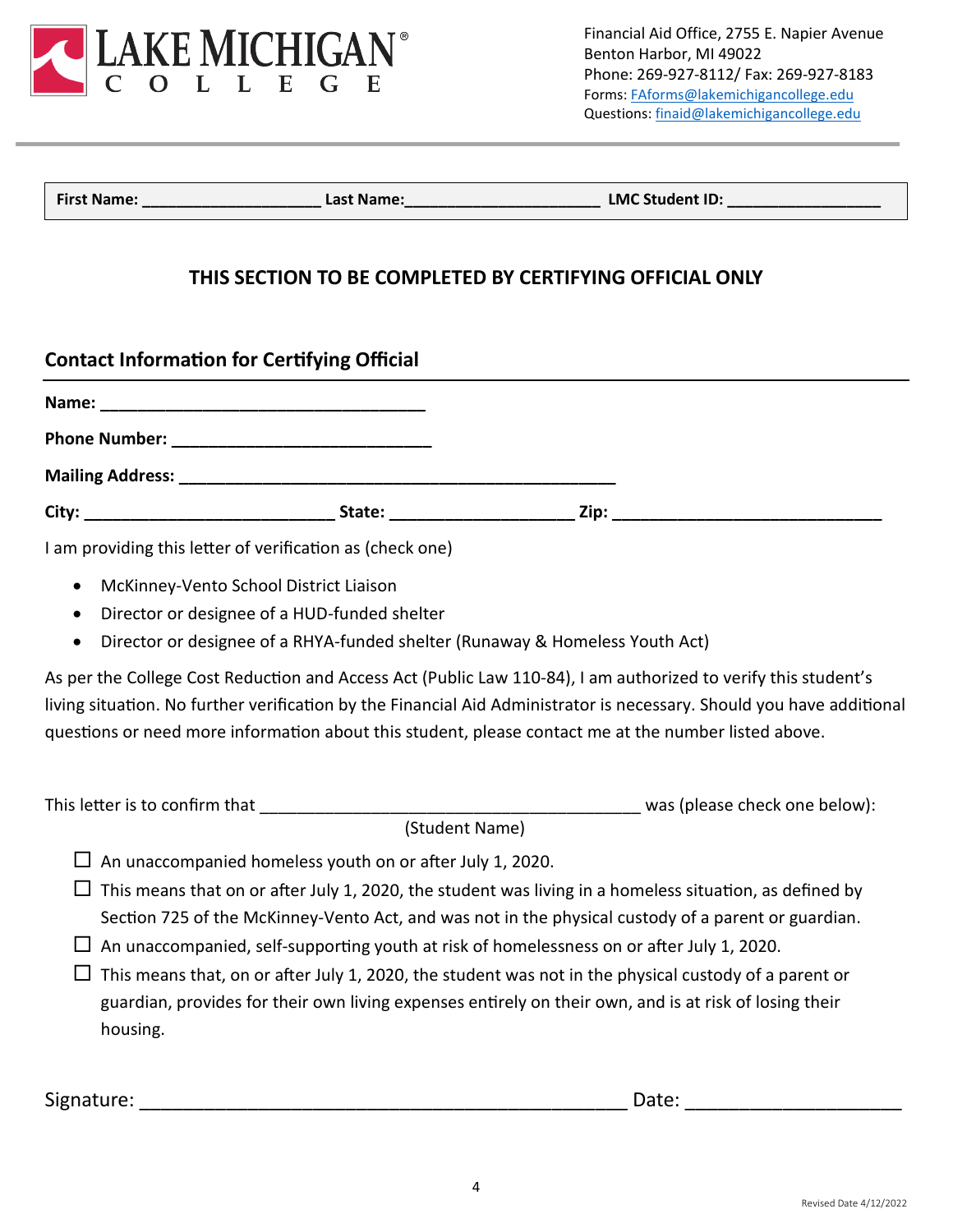LAKE MICHIGAN COLLEGE

Financial Aid Office, 2755 E. Napier Avenue
Benton Harbor, MI 49022
Phone: 269-927-8112/ Fax: 269-927-8183
Forms: FAforms@lakemichigancollege.edu
Questions: finaid@lakemichigancollege.edu

**First Name:** ____________________ **Last Name:**______________________ **LMC Student ID:** _________________

## THIS SECTION TO BE COMPLETED BY CERTIFYING OFFICIAL ONLY

### Contact Information for Certifying Official

**Name:** ___________________________________

**Phone Number:** ____________________________

**Mailing Address:** _________________________________________________

**City:** ___________________________ **State:** ___________________ **Zip:** _____________________________

I am providing this letter of verification as (check one)

- McKinney-Vento School District Liaison
- Director or designee of a HUD-funded shelter
- Director or designee of a RHYA-funded shelter (Runaway & Homeless Youth Act)

As per the College Cost Reduction and Access Act (Public Law 110-84), I am authorized to verify this student's living situation. No further verification by the Financial Aid Administrator is necessary. Should you have additional questions or need more information about this student, please contact me at the number listed above.

This letter is to confirm that __________________________________________ was (please check one below):
(Student Name)

☐ An unaccompanied homeless youth on or after July 1, 2020.

☐ This means that on or after July 1, 2020, the student was living in a homeless situation, as defined by Section 725 of the McKinney-Vento Act, and was not in the physical custody of a parent or guardian.

☐ An unaccompanied, self-supporting youth at risk of homelessness on or after July 1, 2020.

☐ This means that, on or after July 1, 2020, the student was not in the physical custody of a parent or guardian, provides for their own living expenses entirely on their own, and is at risk of losing their housing.

Signature: _______________________________________________ Date: ____________________

Revised Date 4/12/2022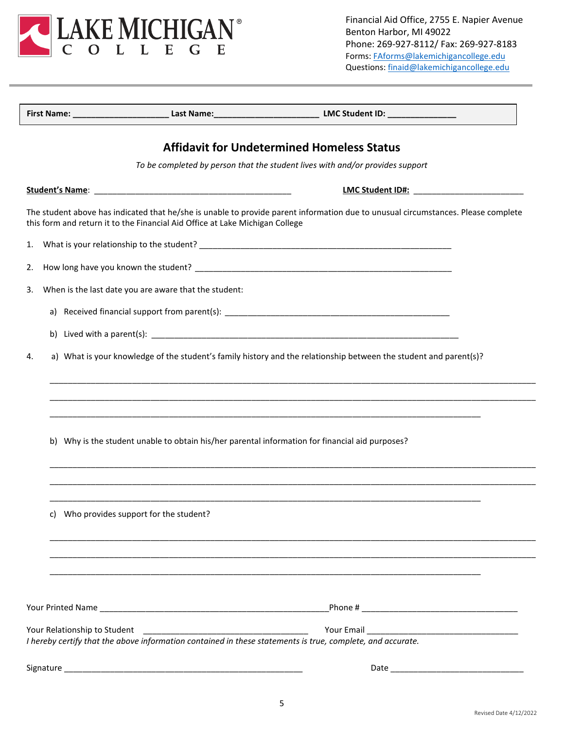LAKE MICHIGAN® COLLEGE

Financial Aid Office, 2755 E. Napier Avenue
Benton Harbor, MI 49022
Phone: 269-927-8112/ Fax: 269-927-8183
Forms: FAforms@lakemichigancollege.edu
Questions: finaid@lakemichigancollege.edu

**First Name:** ____________________ **Last Name:**______________________ **LMC Student ID:** _______________

## Affidavit for Undetermined Homeless Status

*To be completed by person that the student lives with and/or provides support*

**Student's Name**: ____________________________________________ **LMC Student ID#:** ________________________

The student above has indicated that he/she is unable to provide parent information due to unusual circumstances. Please complete this form and return it to the Financial Aid Office at Lake Michigan College

1. What is your relationship to the student? _______________________________________________________

2. How long have you known the student? _________________________________________________________

3. When is the last date you are aware that the student:

   a) Received financial support from parent(s): _________________________________________________

   b) Lived with a parent(s): ___________________________________________________________________

4. a) What is your knowledge of the student's family history and the relationship between the student and parent(s)?

   ______________________________________________________________________________________________

   ______________________________________________________________________________________________

   ______________________________________________________________________________________________

   b) Why is the student unable to obtain his/her parental information for financial aid purposes?

   ______________________________________________________________________________________________

   ______________________________________________________________________________________________

   ______________________________________________________________________________________________

   c) Who provides support for the student?

   ______________________________________________________________________________________________

   ______________________________________________________________________________________________

   ______________________________________________________________________________________________

Your Printed Name ___________________________________________________Phone # __________________________________

Your Relationship to Student ____________________________________ Your Email __________________________________

*I hereby certify that the above information contained in these statements is true, complete, and accurate.*

Signature ____________________________________________________ Date ______________________________

Revised Date 4/12/2022